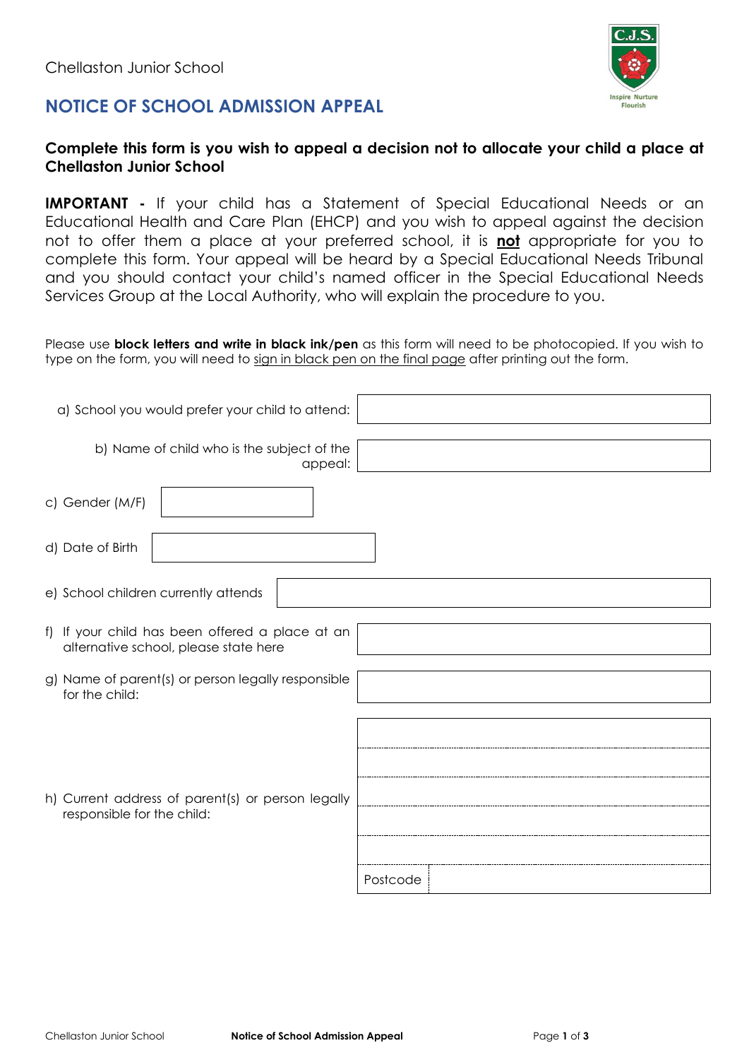Chellaston Junior School

## NOTICE OF SCHOOL ADMISSION APPEAL

**Complete this form is you wish to appeal a decision not to allocate your child a place at Chellaston Junior School**

**IMPORTANT -** If your child has a Statement of Special Educational Needs or an Educational Health and Care Plan (EHCP) and you wish to appeal against the decision not to offer them a place at your preferred school, it is **not** appropriate for you to complete this form. Your appeal will be heard by a Special Educational Needs Tribunal and you should contact your child's named officer in the Special Educational Needs Services Group at the Local Authority, who will explain the procedure to you.

Please use **block letters and write in black ink/pen** as this form will need to be photocopied. If you wish to type on the form, you will need to sign in black pen on the final page after printing out the form.

| | |
|---|---|
| a) School you would prefer your child to attend: | |
| b) Name of child who is the subject of the appeal: | |
| c) Gender (M/F) | |
| d) Date of Birth | |
| e) School children currently attends | |
| f) If your child has been offered a place at an alternative school, please state here | |
| g) Name of parent(s) or person legally responsible for the child: | |
| h) Current address of parent(s) or person legally responsible for the child: | |
| | |
| | |
| | |
| | |
| | Postcode |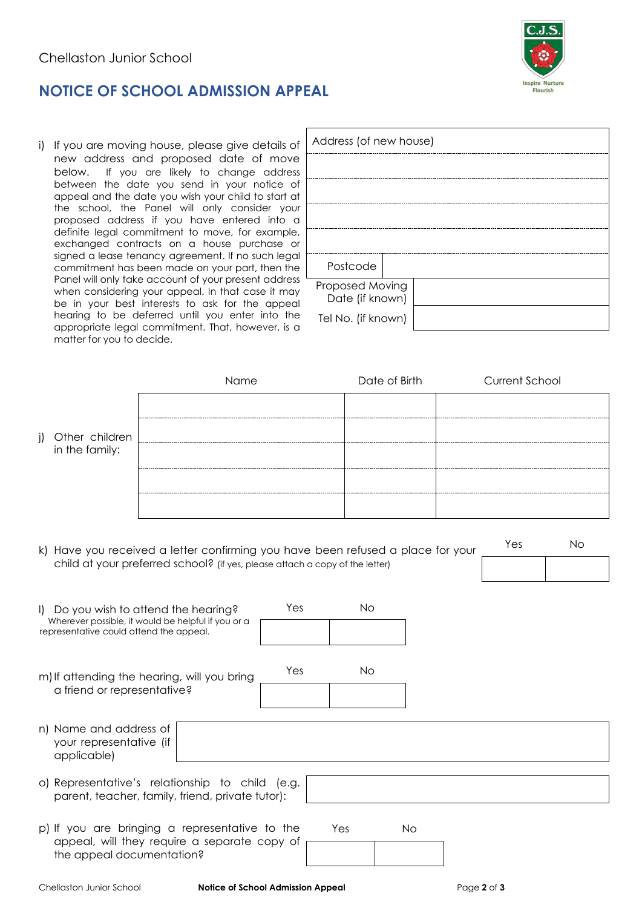Chellaston Junior School

## NOTICE OF SCHOOL ADMISSION APPEAL

i) If you are moving house, please give details of new address and proposed date of move below. If you are likely to change address between the date you send in your notice of appeal and the date you wish your child to start at the school, the Panel will only consider your proposed address if you have entered into a definite legal commitment to move, for example, exchanged contracts on a house purchase or signed a lease tenancy agreement. If no such legal commitment has been made on your part, then the Panel will only take account of your present address when considering your appeal. In that case it may be in your best interests to ask for the appeal hearing to be deferred until you enter into the appropriate legal commitment. That, however, is a matter for you to decide.

| Address (of new house) | |
|---|---|
| | |
| | |
| | |
| | |
| Postcode | |
| Proposed Moving Date (if known) | |
| Tel No. (if known) | |

j) Other children in the family:

| Name | Date of Birth | Current School |
|---|---|---|
| | | |
| | | |
| | | |
| | | |
| | | |

k) Have you received a letter confirming you have been refused a place for your child at your preferred school? (if yes, please attach a copy of the letter)

| Yes | No |
|---|---|
| | |

l) Do you wish to attend the hearing?
Wherever possible, it would be helpful if you or a representative could attend the appeal.

| Yes | No |
|---|---|
| | |

m) If attending the hearing, will you bring a friend or representative?

| Yes | No |
|---|---|
| | |

n) Name and address of your representative (if applicable)

o) Representative's relationship to child (e.g. parent, teacher, family, friend, private tutor):

p) If you are bringing a representative to the appeal, will they require a separate copy of the appeal documentation?

| Yes | No |
|---|---|
| | |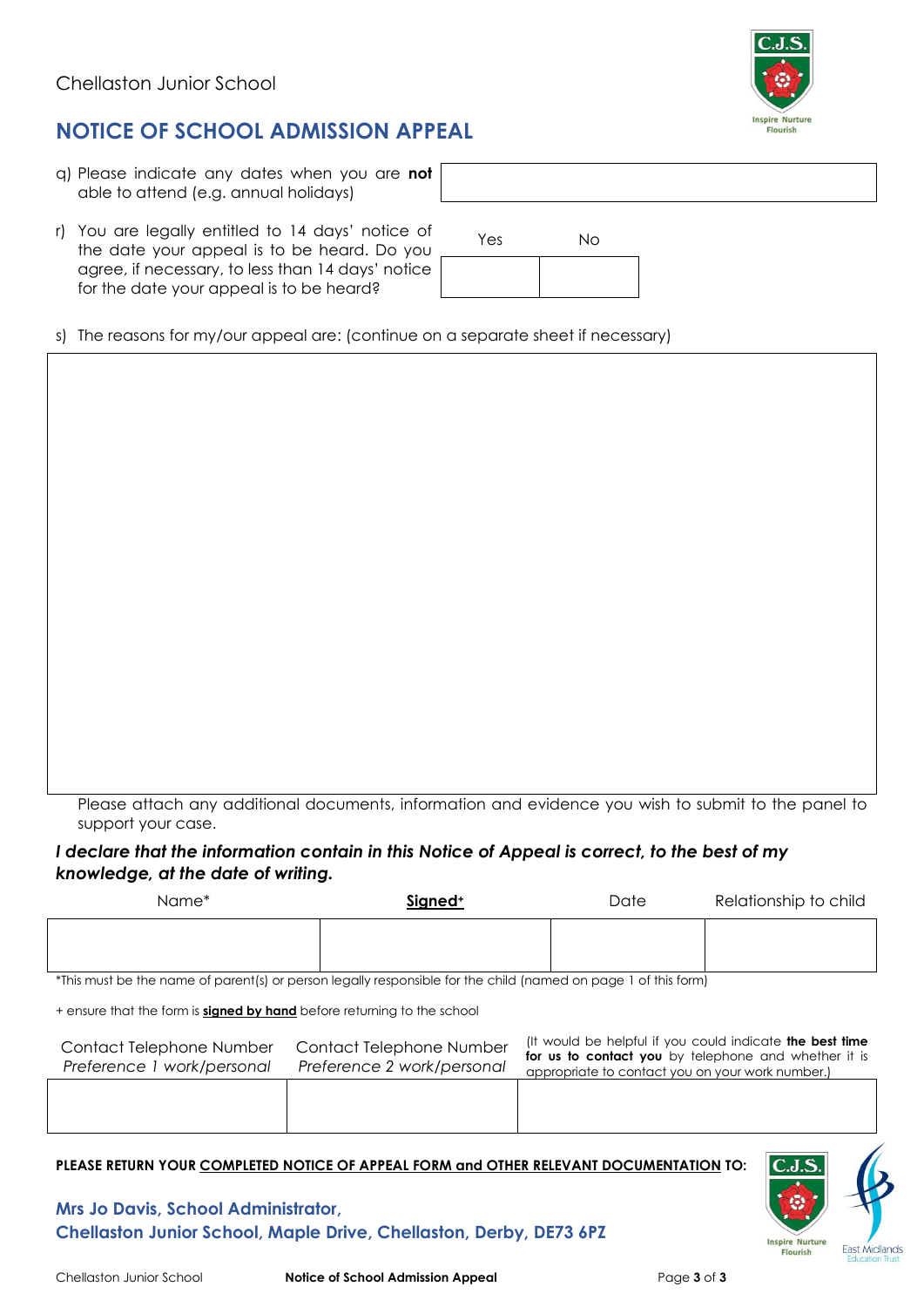Chellaston Junior School

## NOTICE OF SCHOOL ADMISSION APPEAL

q) Please indicate any dates when you are **not** able to attend (e.g. annual holidays)

| |
|---|
| |

r) You are legally entitled to 14 days' notice of the date your appeal is to be heard. Do you agree, if necessary, to less than 14 days' notice for the date your appeal is to be heard?

| Yes | No |
|---|---|
| | |

s) The reasons for my/our appeal are: (continue on a separate sheet if necessary)

| |
|---|
| |

Please attach any additional documents, information and evidence you wish to submit to the panel to support your case.

***I declare that the information contain in this Notice of Appeal is correct, to the best of my knowledge, at the date of writing.***

| Name* | **Signed+** | Date | Relationship to child |
|---|---|---|---|
| | | | |

*This must be the name of parent(s) or person legally responsible for the child (named on page 1 of this form)

+ ensure that the form is **signed by hand** before returning to the school

| Contact Telephone Number *Preference 1 work/personal* | Contact Telephone Number *Preference 2 work/personal* | (It would be helpful if you could indicate **the best time for us to contact you** by telephone and whether it is appropriate to contact you on your work number.) |
|---|---|---|
| | | |

**PLEASE RETURN YOUR COMPLETED NOTICE OF APPEAL FORM and OTHER RELEVANT DOCUMENTATION TO:**

**Mrs Jo Davis, School Administrator,**
**Chellaston Junior School, Maple Drive, Chellaston, Derby, DE73 6PZ**